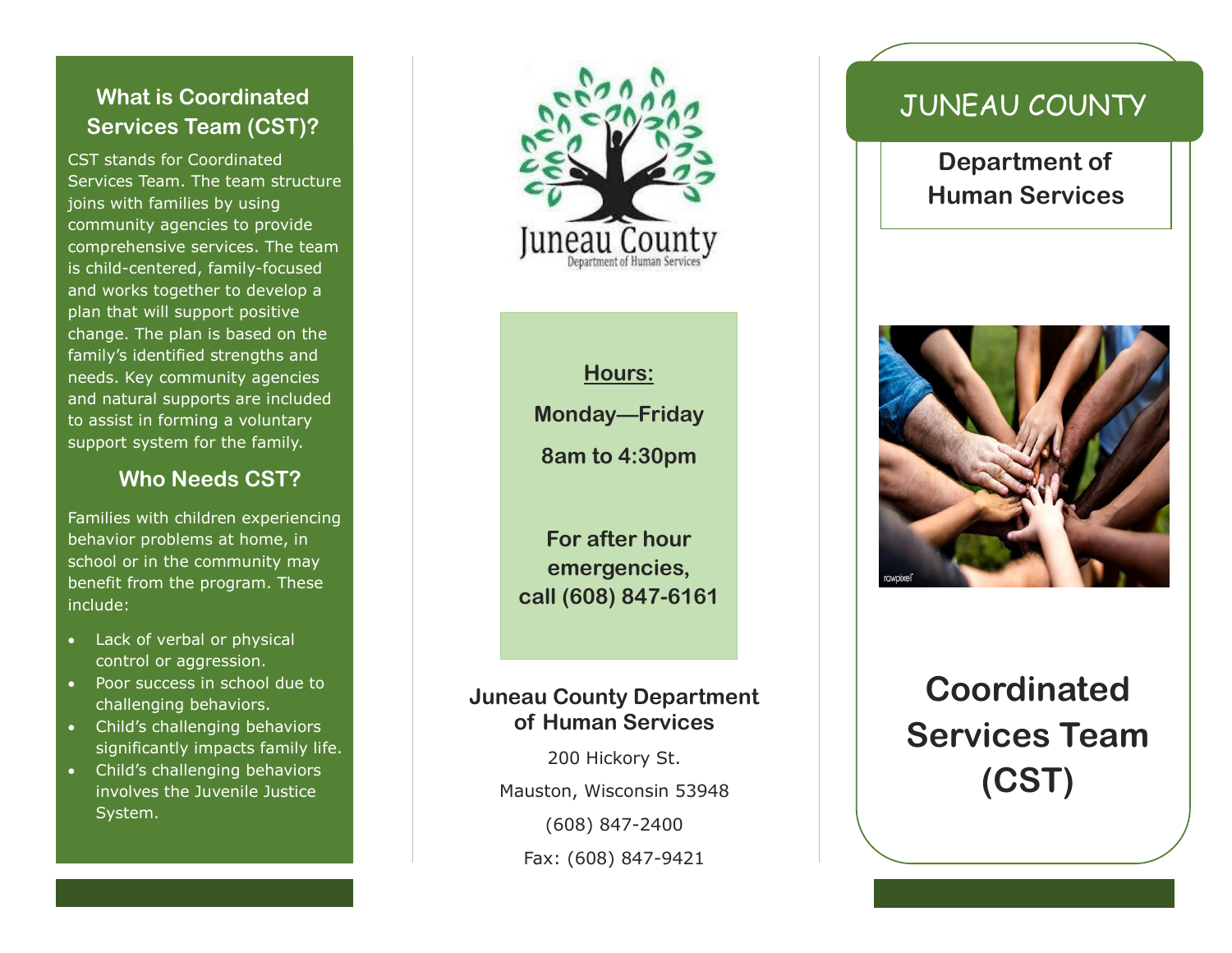## What is Coordinated Services Team (CST)?

CST stands for Coordinated Services Team. The team structure joins with families by using community agencies to provide comprehensive services. The team is child-centered, family-focused and works together to develop a plan that will support positive change. The plan is based on the family's identified strengths and needs. Key community agencies and natural supports are included to assist in forming a voluntary support system for the family.

## Who Needs CST?

Families with children experiencing behavior problems at home, in school or in the community may benefit from the program. These include:

- Lack of verbal or physical control or aggression.
- Poor success in school due to challenging behaviors.
- Child's challenging behaviors significantly impacts family life.
- Child's challenging behaviors involves the Juvenile Justice System.

Juneau County
Department of Human Services

**Hours:**

**Monday—Friday**

**8am to 4:30pm**

**For after hour emergencies, call (608) 847-6161**

**Juneau County Department of Human Services**

200 Hickory St.

Mauston, Wisconsin 53948

(608) 847-2400

Fax: (608) 847-9421

# JUNEAU COUNTY

**Department of Human Services**

# Coordinated Services Team (CST)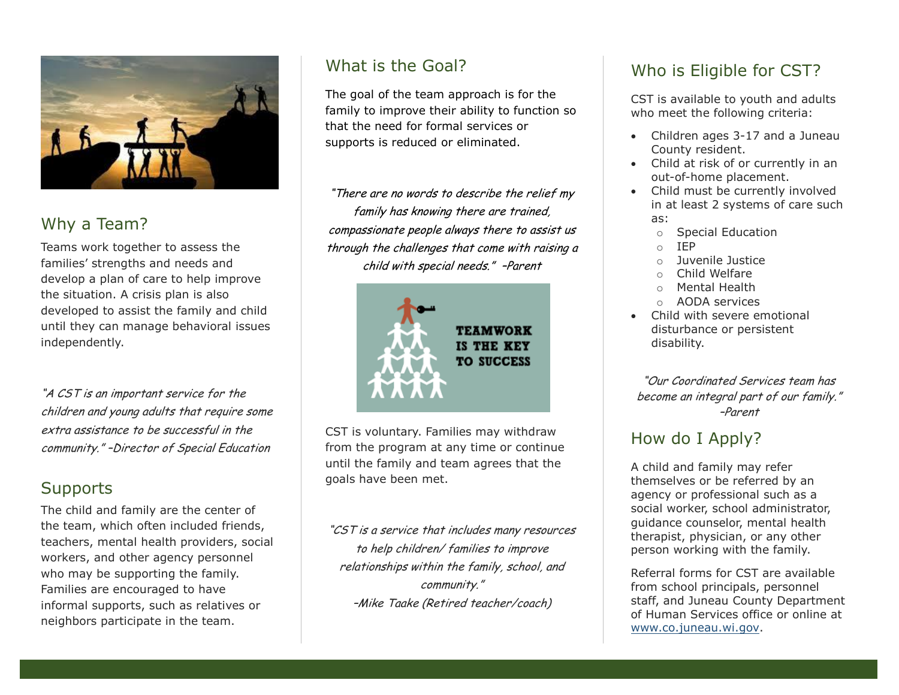## Why a Team?

Teams work together to assess the families' strengths and needs and develop a plan of care to help improve the situation. A crisis plan is also developed to assist the family and child until they can manage behavioral issues independently.

*"A CST is an important service for the children and young adults that require some extra assistance to be successful in the community." –Director of Special Education*

## Supports

The child and family are the center of the team, which often included friends, teachers, mental health providers, social workers, and other agency personnel who may be supporting the family. Families are encouraged to have informal supports, such as relatives or neighbors participate in the team.

## What is the Goal?

The goal of the team approach is for the family to improve their ability to function so that the need for formal services or supports is reduced or eliminated.

*"There are no words to describe the relief my family has knowing there are trained, compassionate people always there to assist us through the challenges that come with raising a child with special needs." –Parent*

TEAMWORK IS THE KEY TO SUCCESS

CST is voluntary. Families may withdraw from the program at any time or continue until the family and team agrees that the goals have been met.

*"CST is a service that includes many resources to help children/ families to improve relationships within the family, school, and community."*
*–Mike Taake (Retired teacher/coach)*

## Who is Eligible for CST?

CST is available to youth and adults who meet the following criteria:

- Children ages 3-17 and a Juneau County resident.
- Child at risk of or currently in an out-of-home placement.
- Child must be currently involved in at least 2 systems of care such as:
  - Special Education
  - IEP
  - Juvenile Justice
  - Child Welfare
  - Mental Health
  - AODA services
- Child with severe emotional disturbance or persistent disability.

*"Our Coordinated Services team has become an integral part of our family." –Parent*

## How do I Apply?

A child and family may refer themselves or be referred by an agency or professional such as a social worker, school administrator, guidance counselor, mental health therapist, physician, or any other person working with the family.

Referral forms for CST are available from school principals, personnel staff, and Juneau County Department of Human Services office or online at www.co.juneau.wi.gov.